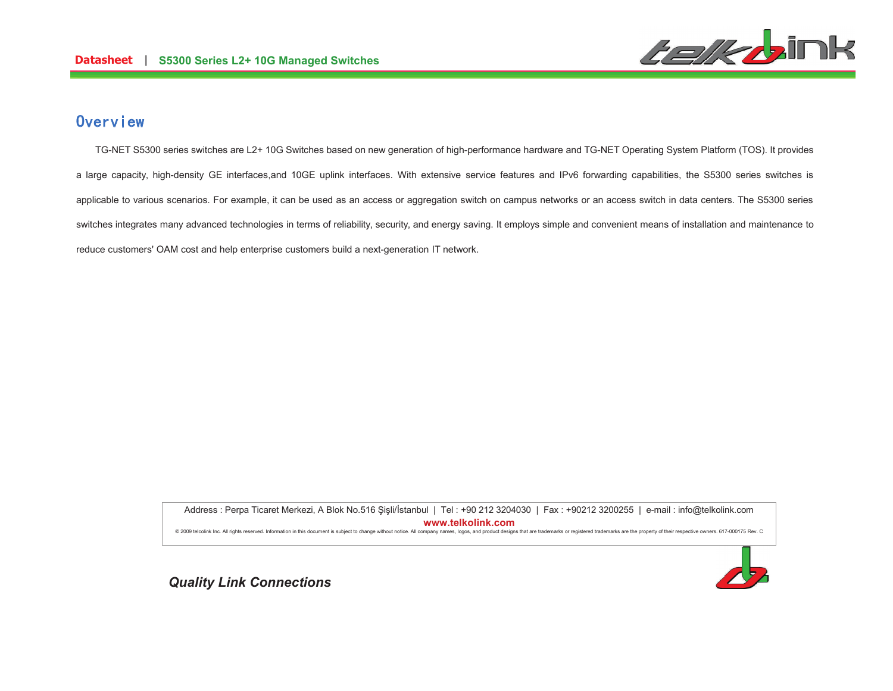## Overview

TG-NET S5300 series switches are L2+ 10G Switches based on new generation of high-performance hardware and TG-NET Operating System Platform (TOS). It provides a large capacity, high-density GE interfaces,and 10GE uplink interfaces. With extensive service features and IPv6 forwarding capabilities, the S5300 series switches is applicable to various scenarios. For example, it can be used as an access or aggregation switch on campus networks or an access switch in data centers. The S5300 series switches integrates many advanced technologies in terms of reliability, security, and energy saving. It employs simple and convenient means of installation and maintenance to reduce customers' OAM cost and help enterprise customers build a next-generation IT network.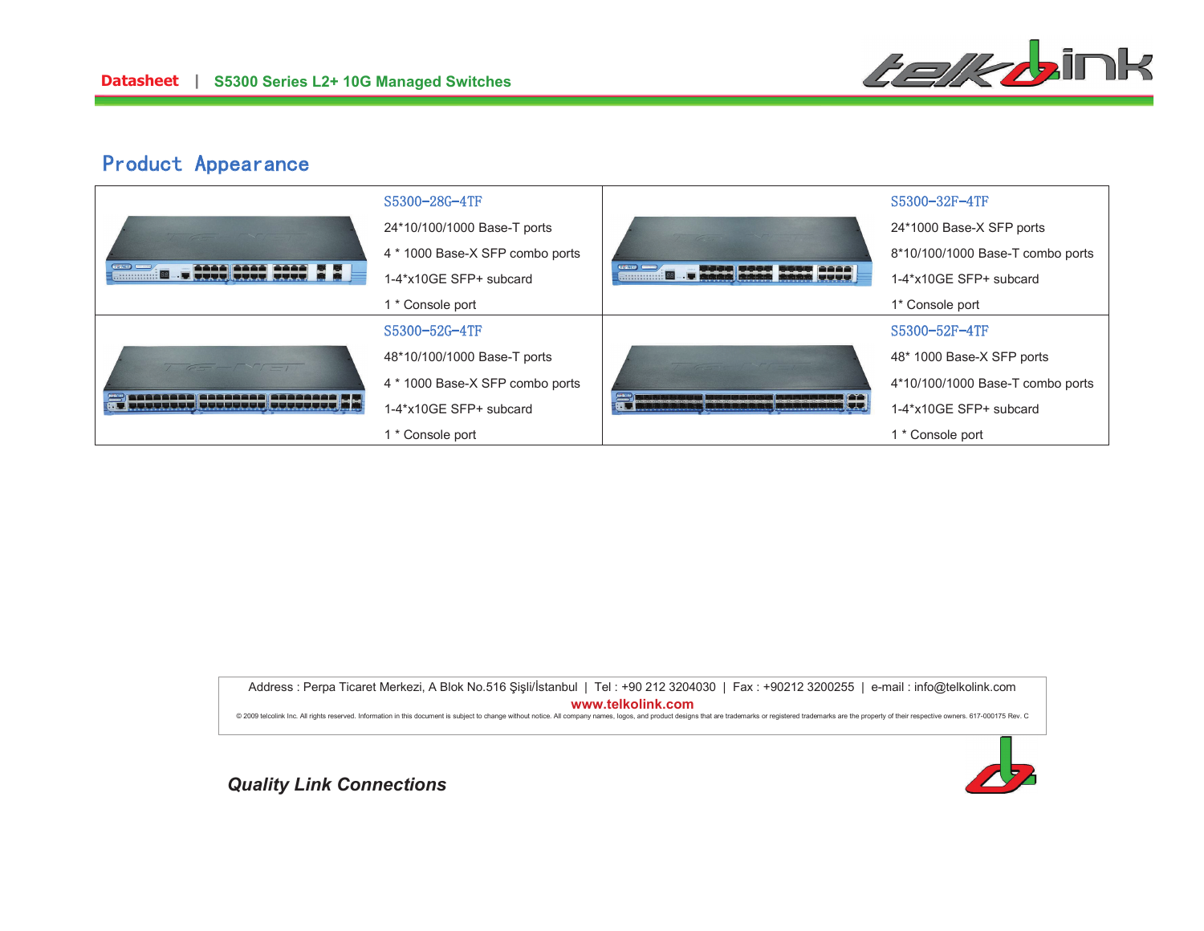## Product Appearance

| | S5300-28G-4TF | | S5300-32F-4TF |
|---|---|---|---|
| | 24*10/100/1000 Base-T ports<br>4 * 1000 Base-X SFP combo ports<br>1-4*x10GE SFP+ subcard<br>1 * Console port | | 24*1000 Base-X SFP ports<br>8*10/100/1000 Base-T combo ports<br>1-4*x10GE SFP+ subcard<br>1* Console port |
| | **S5300-52G-4TF** | | **S5300-52F-4TF** |
| | 48*10/100/1000 Base-T ports<br>4 * 1000 Base-X SFP combo ports<br>1-4*x10GE SFP+ subcard<br>1 * Console port | | 48* 1000 Base-X SFP ports<br>4*10/100/1000 Base-T combo ports<br>1-4*x10GE SFP+ subcard<br>1 * Console port |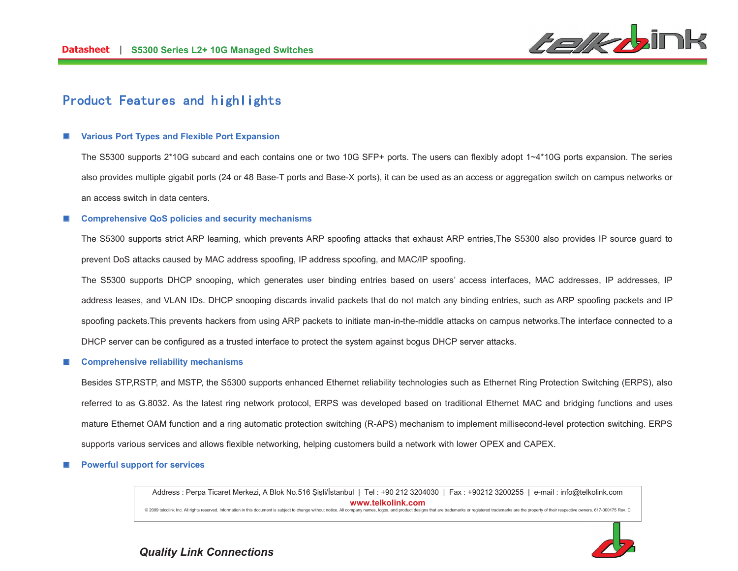## Product Features and highlights

### Various Port Types and Flexible Port Expansion

The S5300 supports 2*10G subcard and each contains one or two 10G SFP+ ports. The users can flexibly adopt 1~4*10G ports expansion. The series also provides multiple gigabit ports (24 or 48 Base-T ports and Base-X ports), it can be used as an access or aggregation switch on campus networks or an access switch in data centers.

### Comprehensive QoS policies and security mechanisms

The S5300 supports strict ARP learning, which prevents ARP spoofing attacks that exhaust ARP entries,The S5300 also provides IP source guard to prevent DoS attacks caused by MAC address spoofing, IP address spoofing, and MAC/IP spoofing.

The S5300 supports DHCP snooping, which generates user binding entries based on users' access interfaces, MAC addresses, IP addresses, IP address leases, and VLAN IDs. DHCP snooping discards invalid packets that do not match any binding entries, such as ARP spoofing packets and IP spoofing packets.This prevents hackers from using ARP packets to initiate man-in-the-middle attacks on campus networks.The interface connected to a DHCP server can be configured as a trusted interface to protect the system against bogus DHCP server attacks.

### Comprehensive reliability mechanisms

Besides STP,RSTP, and MSTP, the S5300 supports enhanced Ethernet reliability technologies such as Ethernet Ring Protection Switching (ERPS), also referred to as G.8032. As the latest ring network protocol, ERPS was developed based on traditional Ethernet MAC and bridging functions and uses mature Ethernet OAM function and a ring automatic protection switching (R-APS) mechanism to implement millisecond-level protection switching. ERPS supports various services and allows flexible networking, helping customers build a network with lower OPEX and CAPEX.

### Powerful support for services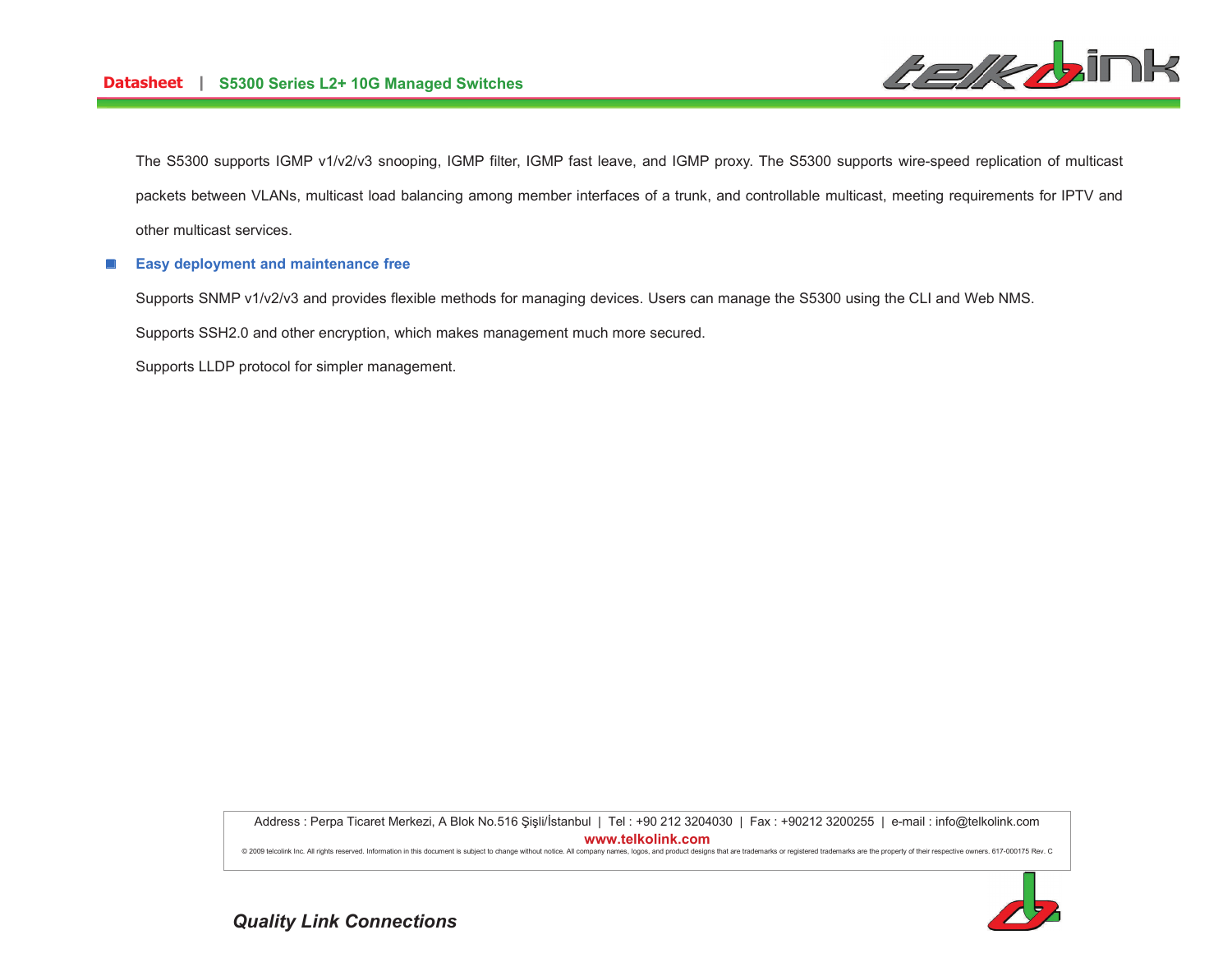The S5300 supports IGMP v1/v2/v3 snooping, IGMP filter, IGMP fast leave, and IGMP proxy. The S5300 supports wire-speed replication of multicast packets between VLANs, multicast load balancing among member interfaces of a trunk, and controllable multicast, meeting requirements for IPTV and other multicast services.

### Easy deployment and maintenance free

Supports SNMP v1/v2/v3 and provides flexible methods for managing devices. Users can manage the S5300 using the CLI and Web NMS.

Supports SSH2.0 and other encryption, which makes management much more secured.

Supports LLDP protocol for simpler management.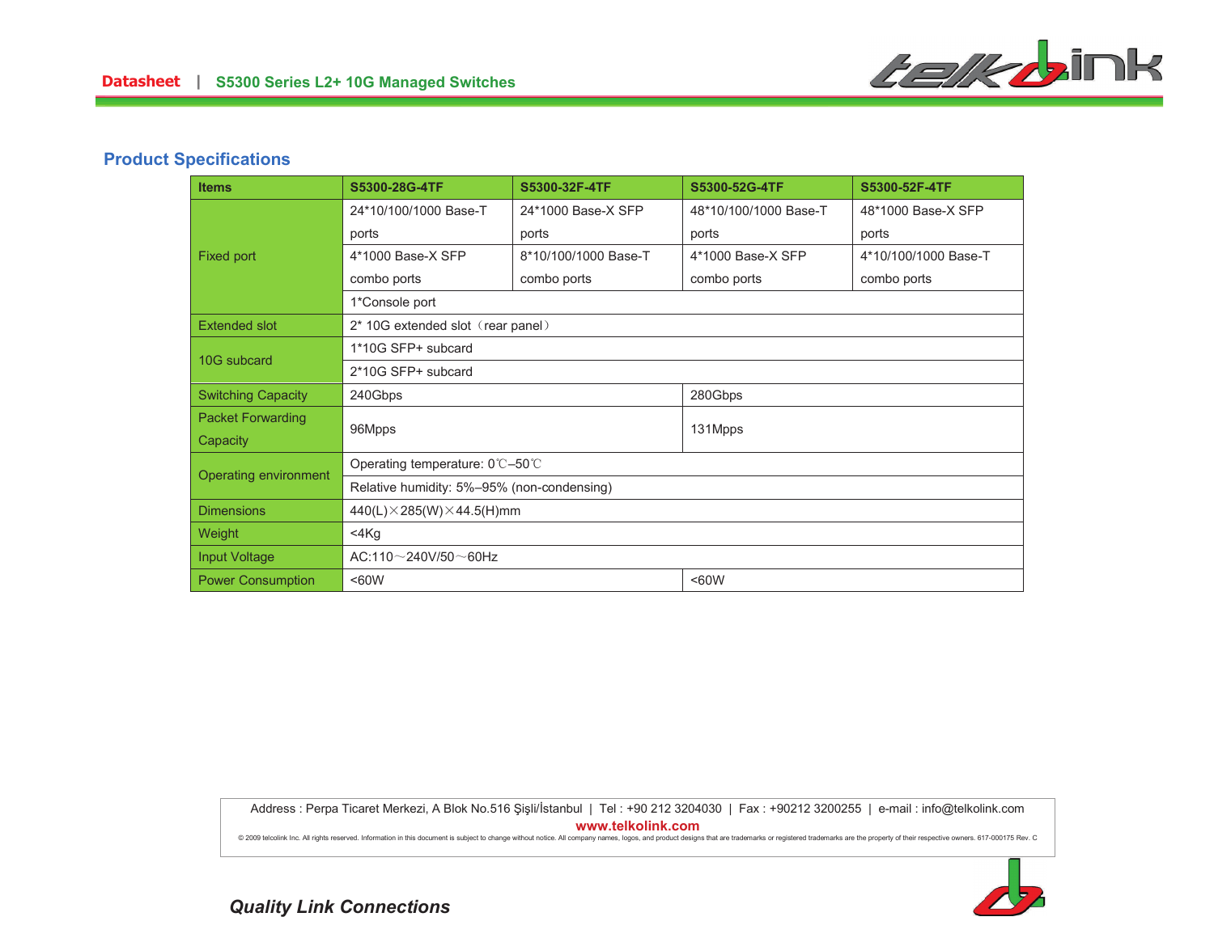## Product Specifications

| Items | S5300-28G-4TF | S5300-32F-4TF | S5300-52G-4TF | S5300-52F-4TF |
|---|---|---|---|---|
| Fixed port | 24*10/100/1000 Base-T ports | 24*1000 Base-X SFP ports | 48*10/100/1000 Base-T ports | 48*1000 Base-X SFP ports |
| | 4*1000 Base-X SFP combo ports | 8*10/100/1000 Base-T combo ports | 4*1000 Base-X SFP combo ports | 4*10/100/1000 Base-T combo ports |
| | 1*Console port | | | |
| Extended slot | 2* 10G extended slot（rear panel） | | | |
| 10G subcard | 1*10G SFP+ subcard | | | |
| | 2*10G SFP+ subcard | | | |
| Switching Capacity | 240Gbps | | 280Gbps | |
| Packet Forwarding Capacity | 96Mpps | | 131Mpps | |
| Operating environment | Operating temperature: 0℃–50℃ | | | |
| | Relative humidity: 5%–95% (non-condensing) | | | |
| Dimensions | 440(L)×285(W)×44.5(H)mm | | | |
| Weight | <4Kg | | | |
| Input Voltage | AC:110～240V/50～60Hz | | | |
| Power Consumption | <60W | | <60W | |

Address : Perpa Ticaret Merkezi, A Blok No.516 Şişli/İstanbul | Tel : +90 212 3204030 | Fax : +90212 3200255 | e-mail : info@telkolink.com

www.telkolink.com

© 2009 telcolink Inc. All rights reserved. Information in this document is subject to change without notice. All company names, logos, and product designs that are trademarks or registered trademarks are the property of their respective owners. 617-000175 Rev. C

*Quality Link Connections*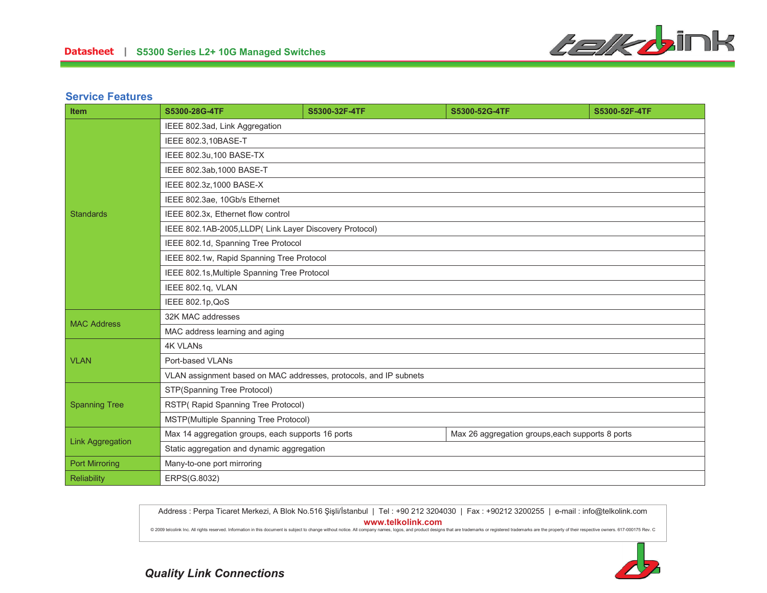## Service Features

| Item | S5300-28G-4TF | S5300-32F-4TF | S5300-52G-4TF | S5300-52F-4TF |
|---|---|---|---|---|
| Standards | IEEE 802.3ad, Link Aggregation | | | |
| | IEEE 802.3,10BASE-T | | | |
| | IEEE 802.3u,100 BASE-TX | | | |
| | IEEE 802.3ab,1000 BASE-T | | | |
| | IEEE 802.3z,1000 BASE-X | | | |
| | IEEE 802.3ae, 10Gb/s Ethernet | | | |
| | IEEE 802.3x, Ethernet flow control | | | |
| | IEEE 802.1AB-2005,LLDP( Link Layer Discovery Protocol) | | | |
| | IEEE 802.1d, Spanning Tree Protocol | | | |
| | IEEE 802.1w, Rapid Spanning Tree Protocol | | | |
| | IEEE 802.1s,Multiple Spanning Tree Protocol | | | |
| | IEEE 802.1q, VLAN | | | |
| | IEEE 802.1p,QoS | | | |
| MAC Address | 32K MAC addresses | | | |
| | MAC address learning and aging | | | |
| VLAN | 4K VLANs | | | |
| | Port-based VLANs | | | |
| | VLAN assignment based on MAC addresses, protocols, and IP subnets | | | |
| Spanning Tree | STP(Spanning Tree Protocol) | | | |
| | RSTP( Rapid Spanning Tree Protocol) | | | |
| | MSTP(Multiple Spanning Tree Protocol) | | | |
| Link Aggregation | Max 14 aggregation groups, each supports 16 ports | | Max 26 aggregation groups,each supports 8 ports | |
| | Static aggregation and dynamic aggregation | | | |
| Port Mirroring | Many-to-one port mirroring | | | |
| Reliability | ERPS(G.8032) | | | |

Address : Perpa Ticaret Merkezi, A Blok No.516 Şişli/İstanbul | Tel : +90 212 3204030 | Fax : +90212 3200255 | e-mail : info@telkolink.com

**www.telkolink.com**

© 2009 telcolink Inc. All rights reserved. Information in this document is subject to change without notice. All company names, logos, and product designs that are trademarks or registered trademarks are the property of their respective owners. 617-000175 Rev. C

***Quality Link Connections***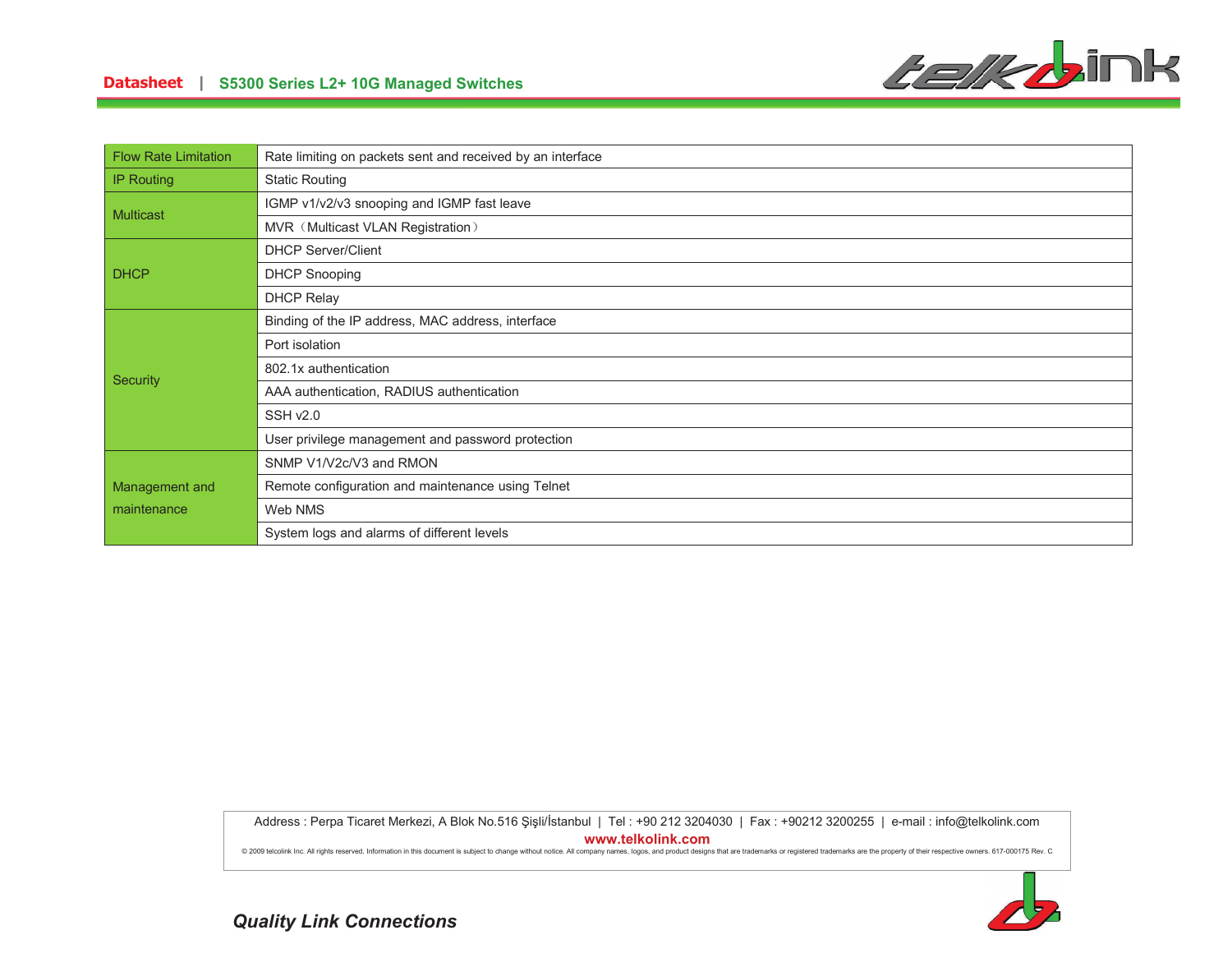| | |
|---|---|
| Flow Rate Limitation | Rate limiting on packets sent and received by an interface |
| IP Routing | Static Routing |
| Multicast | IGMP v1/v2/v3 snooping and IGMP fast leave |
| | MVR（Multicast VLAN Registration） |
| DHCP | DHCP Server/Client |
| | DHCP Snooping |
| | DHCP Relay |
| Security | Binding of the IP address, MAC address, interface |
| | Port isolation |
| | 802.1x authentication |
| | AAA authentication, RADIUS authentication |
| | SSH v2.0 |
| | User privilege management and password protection |
| Management and maintenance | SNMP V1/V2c/V3 and RMON |
| | Remote configuration and maintenance using Telnet |
| | Web NMS |
| | System logs and alarms of different levels |

Address : Perpa Ticaret Merkezi, A Blok No.516 Şişli/İstanbul | Tel : +90 212 3204030 | Fax : +90212 3200255 | e-mail : info@telkolink.com

**www.telkolink.com**

© 2009 telcolink Inc. All rights reserved. Information in this document is subject to change without notice. All company names, logos, and product designs that are trademarks or registered trademarks are the property of their respective owners. 617-000175 Rev. C

***Quality Link Connections***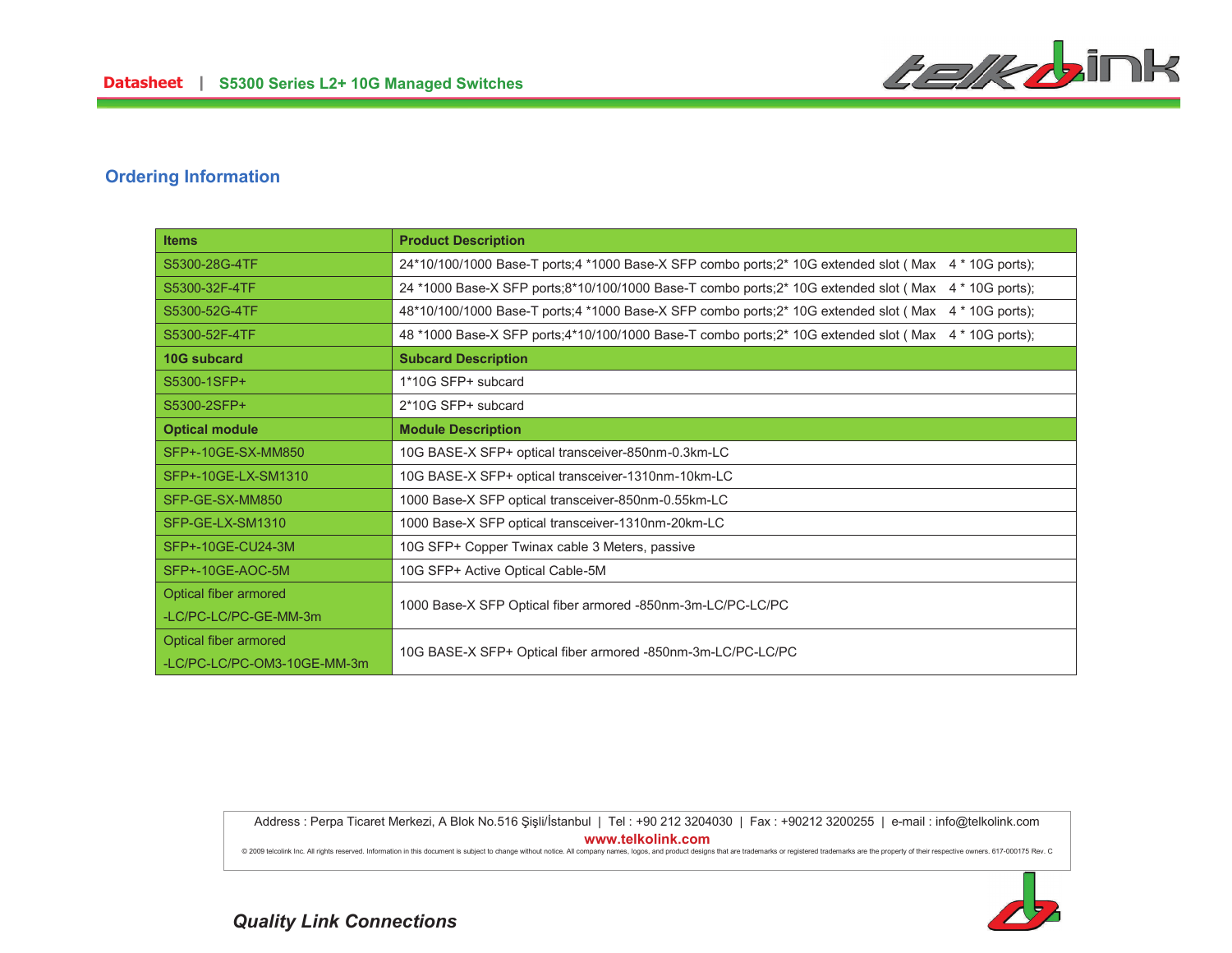## Ordering Information

| Items | Product Description |
|---|---|
| S5300-28G-4TF | 24*10/100/1000 Base-T ports;4 *1000 Base-X SFP combo ports;2* 10G extended slot ( Max 4 * 10G ports); |
| S5300-32F-4TF | 24 *1000 Base-X SFP ports;8*10/100/1000 Base-T combo ports;2* 10G extended slot ( Max 4 * 10G ports); |
| S5300-52G-4TF | 48*10/100/1000 Base-T ports;4 *1000 Base-X SFP combo ports;2* 10G extended slot ( Max 4 * 10G ports); |
| S5300-52F-4TF | 48 *1000 Base-X SFP ports;4*10/100/1000 Base-T combo ports;2* 10G extended slot ( Max 4 * 10G ports); |
| **10G subcard** | **Subcard Description** |
| S5300-1SFP+ | 1*10G SFP+ subcard |
| S5300-2SFP+ | 2*10G SFP+ subcard |
| **Optical module** | **Module Description** |
| SFP+-10GE-SX-MM850 | 10G BASE-X SFP+ optical transceiver-850nm-0.3km-LC |
| SFP+-10GE-LX-SM1310 | 10G BASE-X SFP+ optical transceiver-1310nm-10km-LC |
| SFP-GE-SX-MM850 | 1000 Base-X SFP optical transceiver-850nm-0.55km-LC |
| SFP-GE-LX-SM1310 | 1000 Base-X SFP optical transceiver-1310nm-20km-LC |
| SFP+-10GE-CU24-3M | 10G SFP+ Copper Twinax cable 3 Meters, passive |
| SFP+-10GE-AOC-5M | 10G SFP+ Active Optical Cable-5M |
| Optical fiber armored -LC/PC-LC/PC-GE-MM-3m | 1000 Base-X SFP Optical fiber armored -850nm-3m-LC/PC-LC/PC |
| Optical fiber armored -LC/PC-LC/PC-OM3-10GE-MM-3m | 10G BASE-X SFP+ Optical fiber armored -850nm-3m-LC/PC-LC/PC |